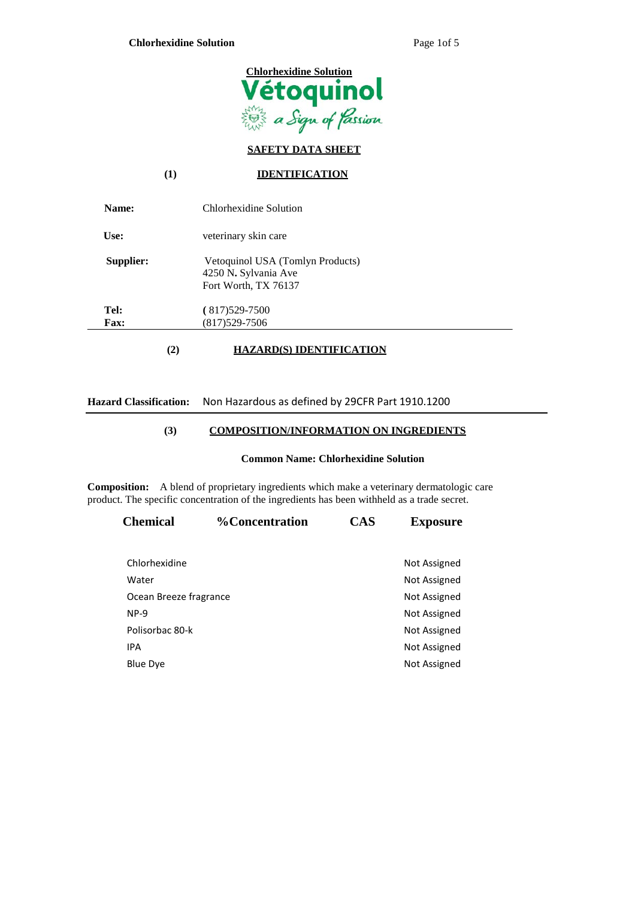**Chlorhexidine Solution**

# Vétoquinol

*a Sign of Passion*

## SAFETY DATA SHEET

## (1) IDENTIFICATION

**Name:** Chlorhexidine Solution

**Use:** veterinary skin care

**Supplier:** Vetoquinol USA (Tomlyn Products)
4250 N**.** Sylvania Ave
Fort Worth, TX 76137

**Tel:** **(** 817)529-7500
**Fax:** (817)529-7506

## (2) HAZARD(S) IDENTIFICATION

**Hazard Classification:** Non Hazardous as defined by 29CFR Part 1910.1200

## (3) COMPOSITION/INFORMATION ON INGREDIENTS

**Common Name: Chlorhexidine Solution**

**Composition:** A blend of proprietary ingredients which make a veterinary dermatologic care product. The specific concentration of the ingredients has been withheld as a trade secret.

| Chemical | %Concentration | CAS | Exposure |
|---|---|---|---|
| Chlorhexidine | | | Not Assigned |
| Water | | | Not Assigned |
| Ocean Breeze fragrance | | | Not Assigned |
| NP-9 | | | Not Assigned |
| Polisorbac 80-k | | | Not Assigned |
| IPA | | | Not Assigned |
| Blue Dye | | | Not Assigned |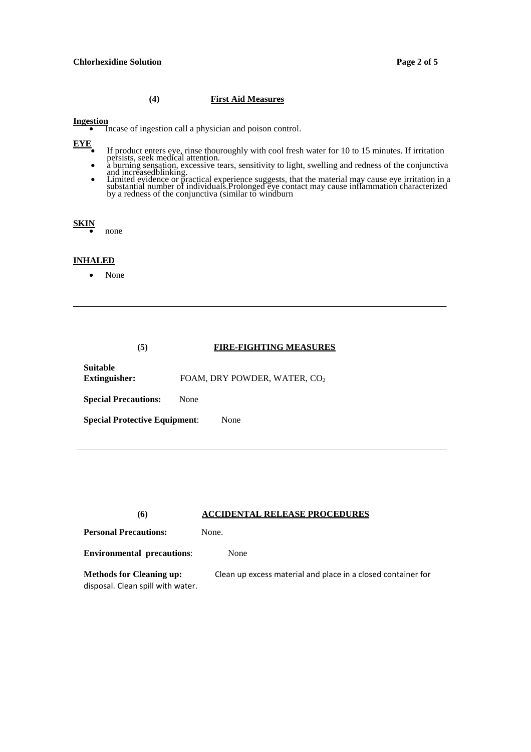## (4) First Aid Measures

**Ingestion**

- Incase of ingestion call a physician and poison control.

**EYE**

- If product enters eye, rinse thouroughly with cool fresh water for 10 to 15 minutes. If irritation persists, seek medical attention.
- a burning sensation, excessive tears, sensitivity to light, swelling and redness of the conjunctiva and increasedblinking.
- Limited evidence or practical experience suggests, that the material may cause eye irritation in a substantial number of individuals.Prolonged eye contact may cause inflammation characterized by a redness of the conjunctiva (similar to windburn

**SKIN**

- none

**INHALED**

- None

---

## (5) FIRE-FIGHTING MEASURES

**Suitable Extinguisher:** FOAM, DRY POWDER, WATER, $CO_2$

**Special Precautions:** None

**Special Protective Equipment**: None

---

## (6) ACCIDENTAL RELEASE PROCEDURES

**Personal Precautions:** None.

**Environmental precautions**: None

**Methods for Cleaning up:** Clean up excess material and place in a closed container for disposal. Clean spill with water.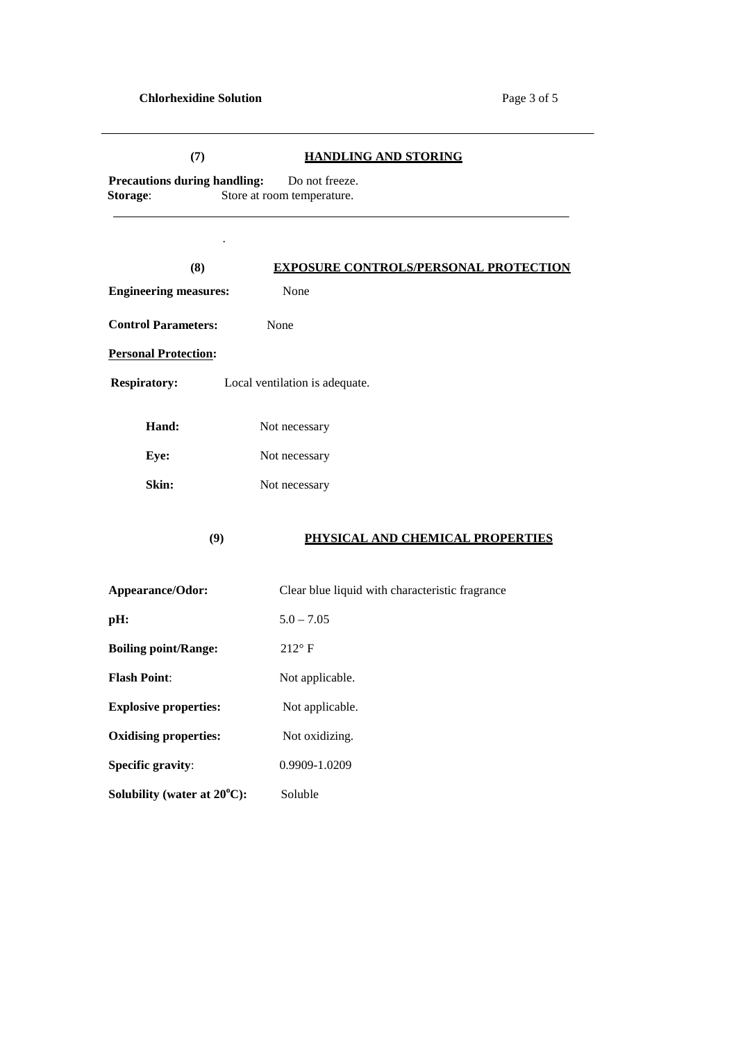## (7) HANDLING AND STORING

**Precautions during handling:** Do not freeze.
**Storage**: Store at room temperature.

---

## (8) EXPOSURE CONTROLS/PERSONAL PROTECTION

**Engineering measures:** None

**Control Parameters:** None

**Personal Protection:**

**Respiratory:** Local ventilation is adequate.

**Hand:** Not necessary

**Eye:** Not necessary

**Skin:** Not necessary

## (9) PHYSICAL AND CHEMICAL PROPERTIES

**Appearance/Odor:** Clear blue liquid with characteristic fragrance

**pH:** 5.0 – 7.05

**Boiling point/Range:** 212° F

**Flash Point**: Not applicable.

**Explosive properties:** Not applicable.

**Oxidising properties:** Not oxidizing.

**Specific gravity**: 0.9909-1.0209

**Solubility (water at 20°C):** Soluble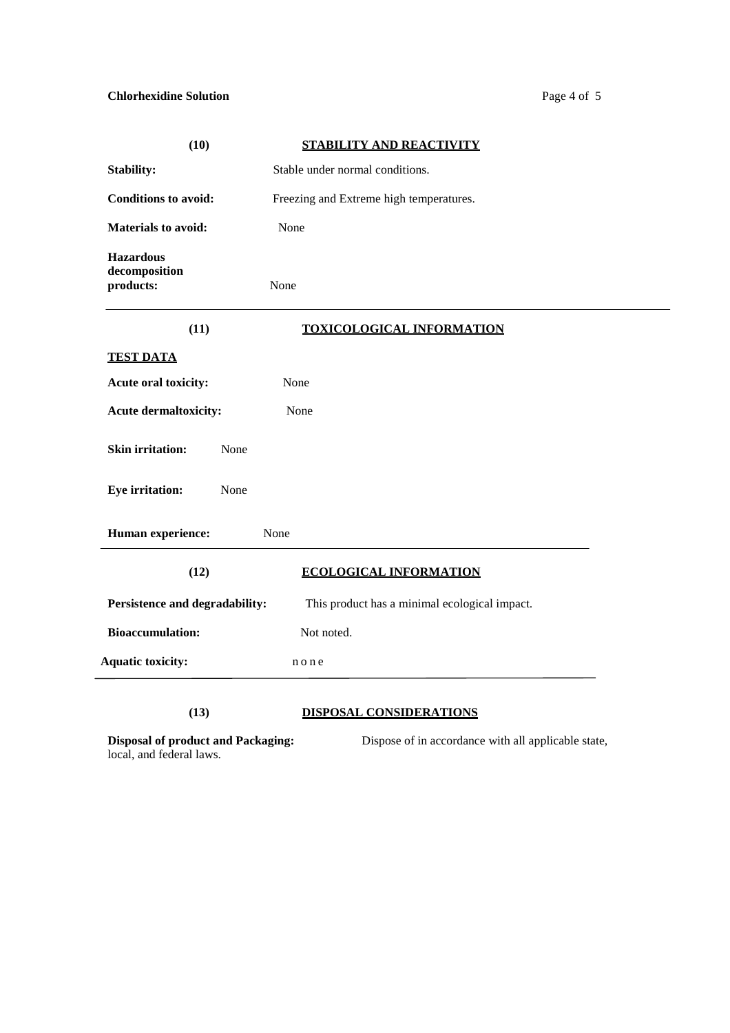## (10) STABILITY AND REACTIVITY

**Stability:** Stable under normal conditions.

**Conditions to avoid:** Freezing and Extreme high temperatures.

**Materials to avoid:** None

**Hazardous decomposition products:** None

---

## (11) TOXICOLOGICAL INFORMATION

**TEST DATA**

**Acute oral toxicity:** None

**Acute dermaltoxicity:** None

**Skin irritation:** None

**Eye irritation:** None

**Human experience:** None

---

## (12) ECOLOGICAL INFORMATION

**Persistence and degradability:** This product has a minimal ecological impact.

**Bioaccumulation:** Not noted.

**Aquatic toxicity:** none

---

## (13) DISPOSAL CONSIDERATIONS

**Disposal of product and Packaging:** Dispose of in accordance with all applicable state, local, and federal laws.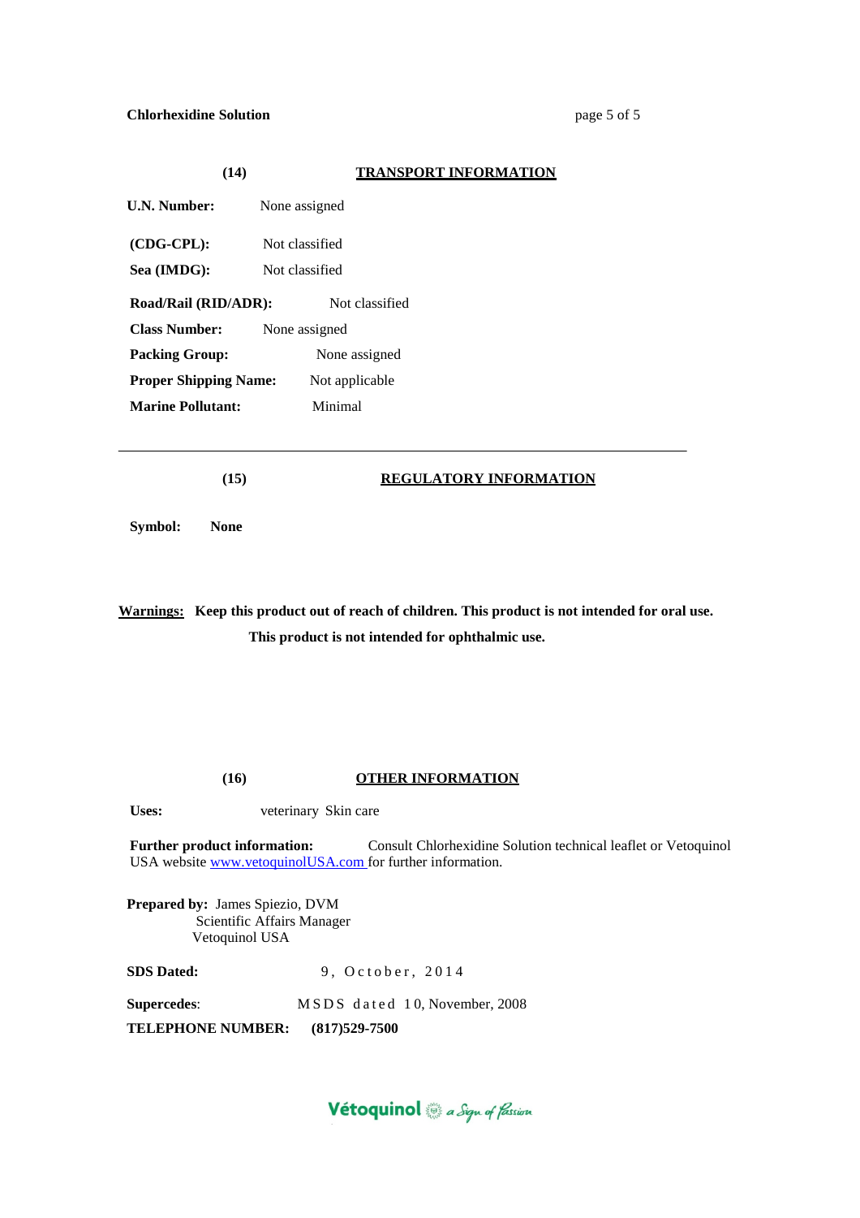## (14) TRANSPORT INFORMATION

**U.N. Number:** None assigned

**(CDG-CPL):** Not classified

**Sea (IMDG):** Not classified

**Road/Rail (RID/ADR):** Not classified

**Class Number:** None assigned

**Packing Group:** None assigned

**Proper Shipping Name:** Not applicable

**Marine Pollutant:** Minimal

---

## (15) REGULATORY INFORMATION

**Symbol:** **None**

**Warnings:** **Keep this product out of reach of children. This product is not intended for oral use. This product is not intended for ophthalmic use.**

## (16) OTHER INFORMATION

**Uses:** veterinary Skin care

**Further product information:** Consult Chlorhexidine Solution technical leaflet or Vetoquinol USA website www.vetoquinolUSA.com for further information.

**Prepared by:** James Spiezio, DVM
Scientific Affairs Manager
Vetoquinol USA

**SDS Dated:** 9, October, 2014

**Supercedes**: MSDS dated 10, November, 2008

**TELEPHONE NUMBER:** **(817)529-7500**

Vétoquinol a Sign of Passion